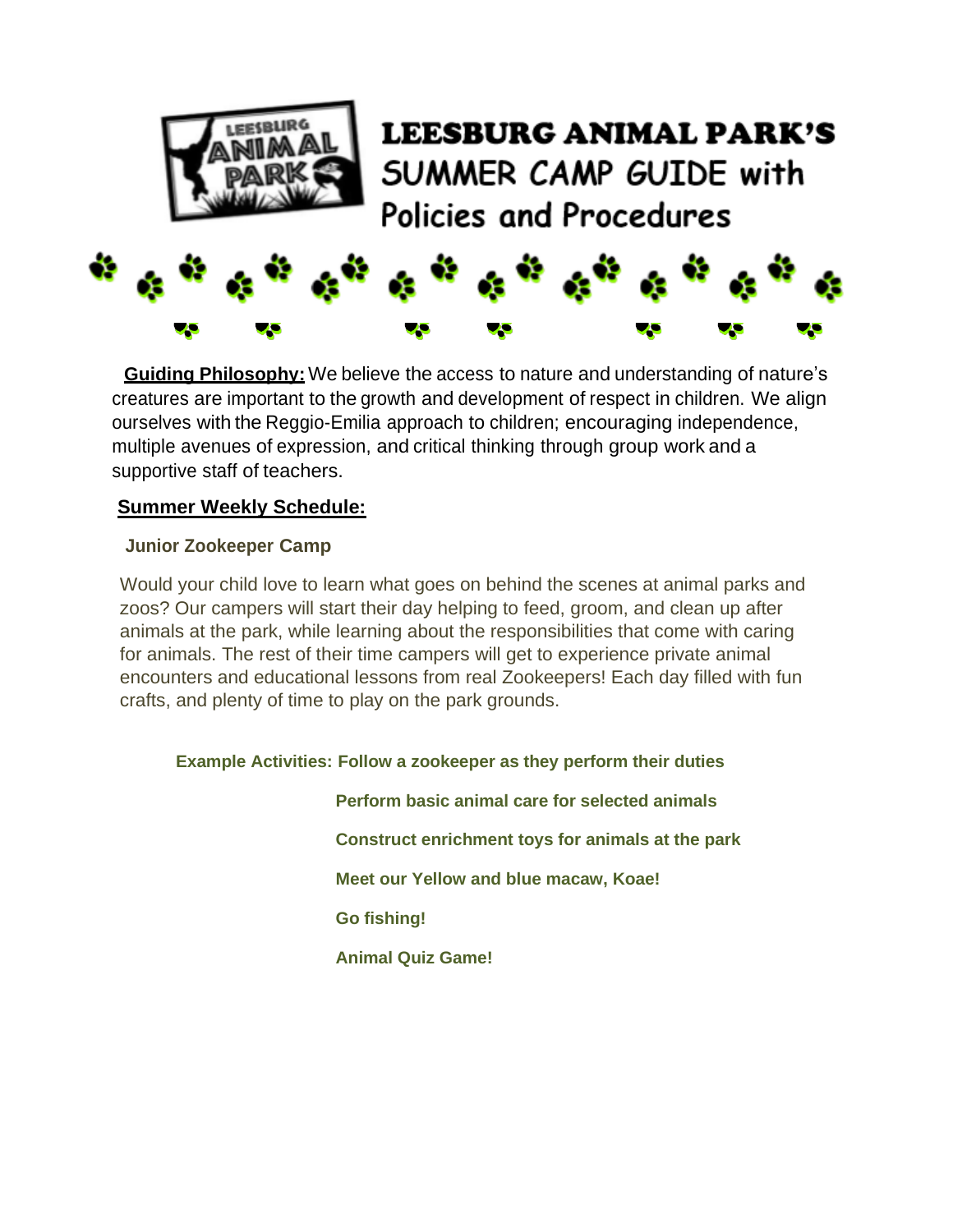# LEESBURG ANIMAL PARK'S SUMMER CAMP GUIDE with Policies and Procedures

**Guiding Philosophy:** We believe the access to nature and understanding of nature's creatures are important to the growth and development of respect in children. We align ourselves with the Reggio-Emilia approach to children; encouraging independence, multiple avenues of expression, and critical thinking through group work and a supportive staff of teachers.

## Summer Weekly Schedule:

### Junior Zookeeper Camp

Would your child love to learn what goes on behind the scenes at animal parks and zoos? Our campers will start their day helping to feed, groom, and clean up after animals at the park, while learning about the responsibilities that come with caring for animals. The rest of their time campers will get to experience private animal encounters and educational lessons from real Zookeepers! Each day filled with fun crafts, and plenty of time to play on the park grounds.

**Example Activities:**
- **Follow a zookeeper as they perform their duties**
- **Perform basic animal care for selected animals**
- **Construct enrichment toys for animals at the park**
- **Meet our Yellow and blue macaw, Koae!**
- **Go fishing!**
- **Animal Quiz Game!**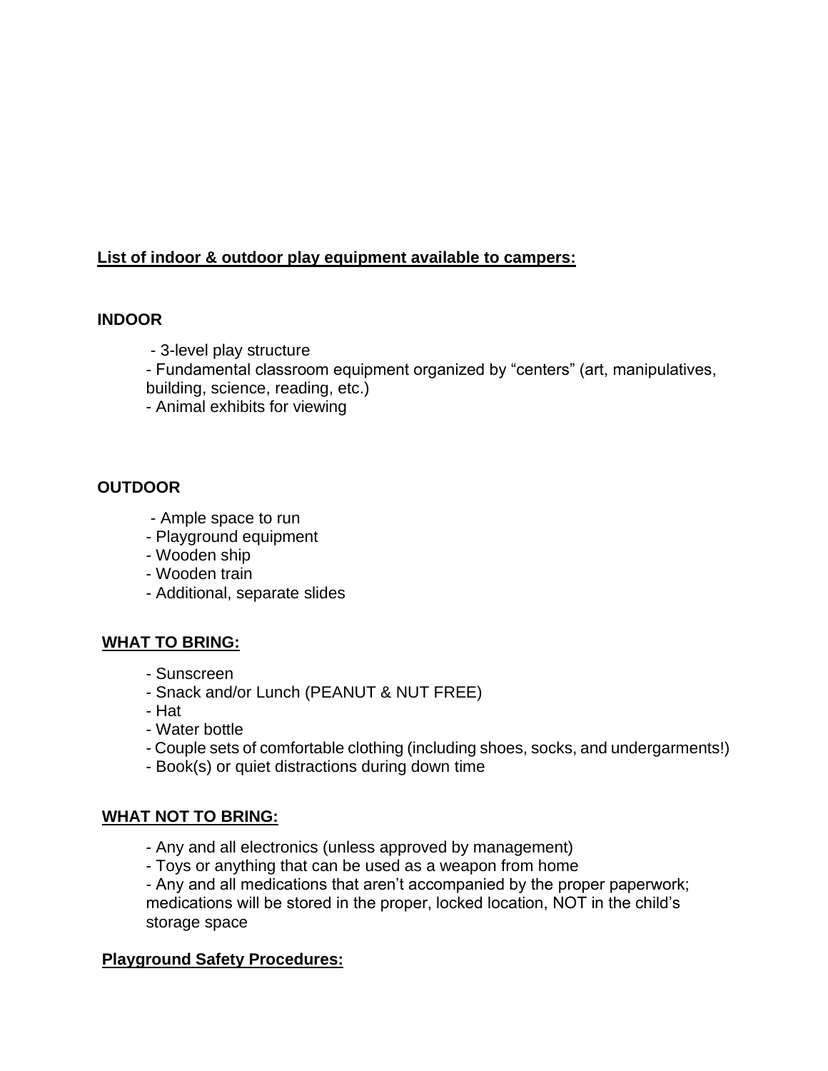**List of indoor & outdoor play equipment available to campers:**

**INDOOR**

- 3-level play structure
- Fundamental classroom equipment organized by "centers" (art, manipulatives, building, science, reading, etc.)
- Animal exhibits for viewing

**OUTDOOR**

- Ample space to run
- Playground equipment
- Wooden ship
- Wooden train
- Additional, separate slides

**WHAT TO BRING:**

- Sunscreen
- Snack and/or Lunch (PEANUT & NUT FREE)
- Hat
- Water bottle
- Couple sets of comfortable clothing (including shoes, socks, and undergarments!)
- Book(s) or quiet distractions during down time

**WHAT NOT TO BRING:**

- Any and all electronics (unless approved by management)
- Toys or anything that can be used as a weapon from home
- Any and all medications that aren't accompanied by the proper paperwork; medications will be stored in the proper, locked location, NOT in the child's storage space

**Playground Safety Procedures:**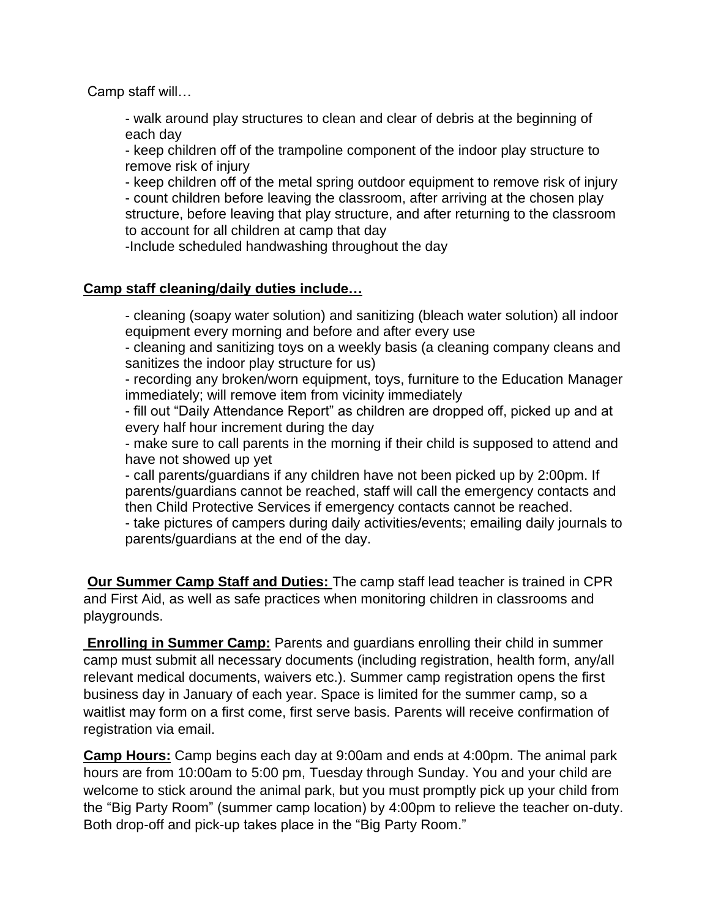Camp staff will…

- walk around play structures to clean and clear of debris at the beginning of each day
- keep children off of the trampoline component of the indoor play structure to remove risk of injury
- keep children off of the metal spring outdoor equipment to remove risk of injury
- count children before leaving the classroom, after arriving at the chosen play structure, before leaving that play structure, and after returning to the classroom to account for all children at camp that day
- Include scheduled handwashing throughout the day

**Camp staff cleaning/daily duties include…**

- cleaning (soapy water solution) and sanitizing (bleach water solution) all indoor equipment every morning and before and after every use
- cleaning and sanitizing toys on a weekly basis (a cleaning company cleans and sanitizes the indoor play structure for us)
- recording any broken/worn equipment, toys, furniture to the Education Manager immediately; will remove item from vicinity immediately
- fill out "Daily Attendance Report" as children are dropped off, picked up and at every half hour increment during the day
- make sure to call parents in the morning if their child is supposed to attend and have not showed up yet
- call parents/guardians if any children have not been picked up by 2:00pm. If parents/guardians cannot be reached, staff will call the emergency contacts and then Child Protective Services if emergency contacts cannot be reached.
- take pictures of campers during daily activities/events; emailing daily journals to parents/guardians at the end of the day.

**Our Summer Camp Staff and Duties:** The camp staff lead teacher is trained in CPR and First Aid, as well as safe practices when monitoring children in classrooms and playgrounds.

**Enrolling in Summer Camp:** Parents and guardians enrolling their child in summer camp must submit all necessary documents (including registration, health form, any/all relevant medical documents, waivers etc.). Summer camp registration opens the first business day in January of each year. Space is limited for the summer camp, so a waitlist may form on a first come, first serve basis. Parents will receive confirmation of registration via email.

**Camp Hours:** Camp begins each day at 9:00am and ends at 4:00pm. The animal park hours are from 10:00am to 5:00 pm, Tuesday through Sunday. You and your child are welcome to stick around the animal park, but you must promptly pick up your child from the "Big Party Room" (summer camp location) by 4:00pm to relieve the teacher on-duty. Both drop-off and pick-up takes place in the "Big Party Room."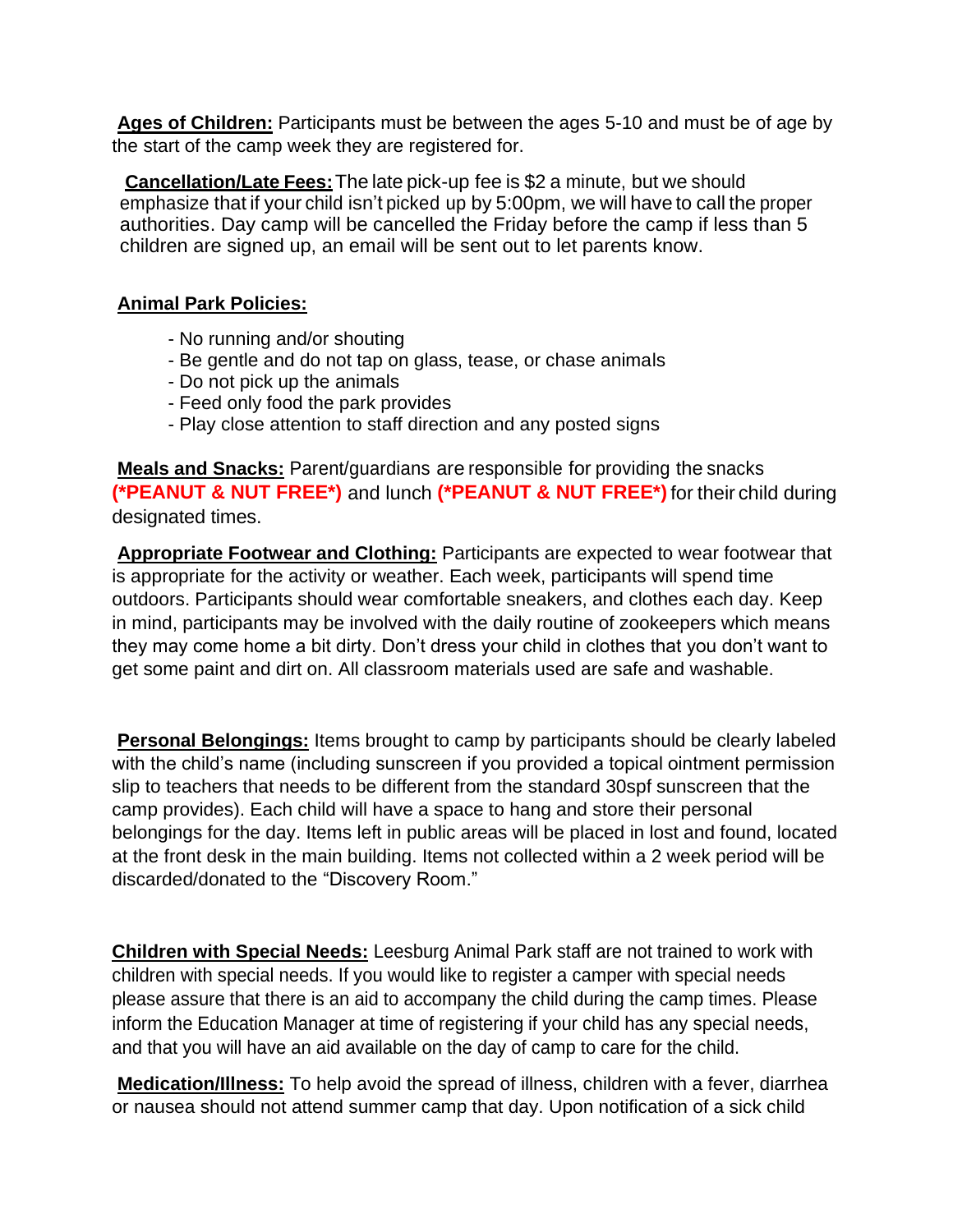**Ages of Children:** Participants must be between the ages 5-10 and must be of age by the start of the camp week they are registered for.

**Cancellation/Late Fees:** The late pick-up fee is $2 a minute, but we should emphasize that if your child isn't picked up by 5:00pm, we will have to call the proper authorities. Day camp will be cancelled the Friday before the camp if less than 5 children are signed up, an email will be sent out to let parents know.

**Animal Park Policies:**

- No running and/or shouting
- Be gentle and do not tap on glass, tease, or chase animals
- Do not pick up the animals
- Feed only food the park provides
- Play close attention to staff direction and any posted signs

**Meals and Snacks:** Parent/guardians are responsible for providing the snacks **(*PEANUT & NUT FREE*)** and lunch **(*PEANUT & NUT FREE*)** for their child during designated times.

**Appropriate Footwear and Clothing:** Participants are expected to wear footwear that is appropriate for the activity or weather. Each week, participants will spend time outdoors. Participants should wear comfortable sneakers, and clothes each day. Keep in mind, participants may be involved with the daily routine of zookeepers which means they may come home a bit dirty. Don't dress your child in clothes that you don't want to get some paint and dirt on. All classroom materials used are safe and washable.

**Personal Belongings:** Items brought to camp by participants should be clearly labeled with the child's name (including sunscreen if you provided a topical ointment permission slip to teachers that needs to be different from the standard 30spf sunscreen that the camp provides). Each child will have a space to hang and store their personal belongings for the day. Items left in public areas will be placed in lost and found, located at the front desk in the main building. Items not collected within a 2 week period will be discarded/donated to the "Discovery Room."

**Children with Special Needs:** Leesburg Animal Park staff are not trained to work with children with special needs. If you would like to register a camper with special needs please assure that there is an aid to accompany the child during the camp times. Please inform the Education Manager at time of registering if your child has any special needs, and that you will have an aid available on the day of camp to care for the child.

**Medication/Illness:** To help avoid the spread of illness, children with a fever, diarrhea or nausea should not attend summer camp that day. Upon notification of a sick child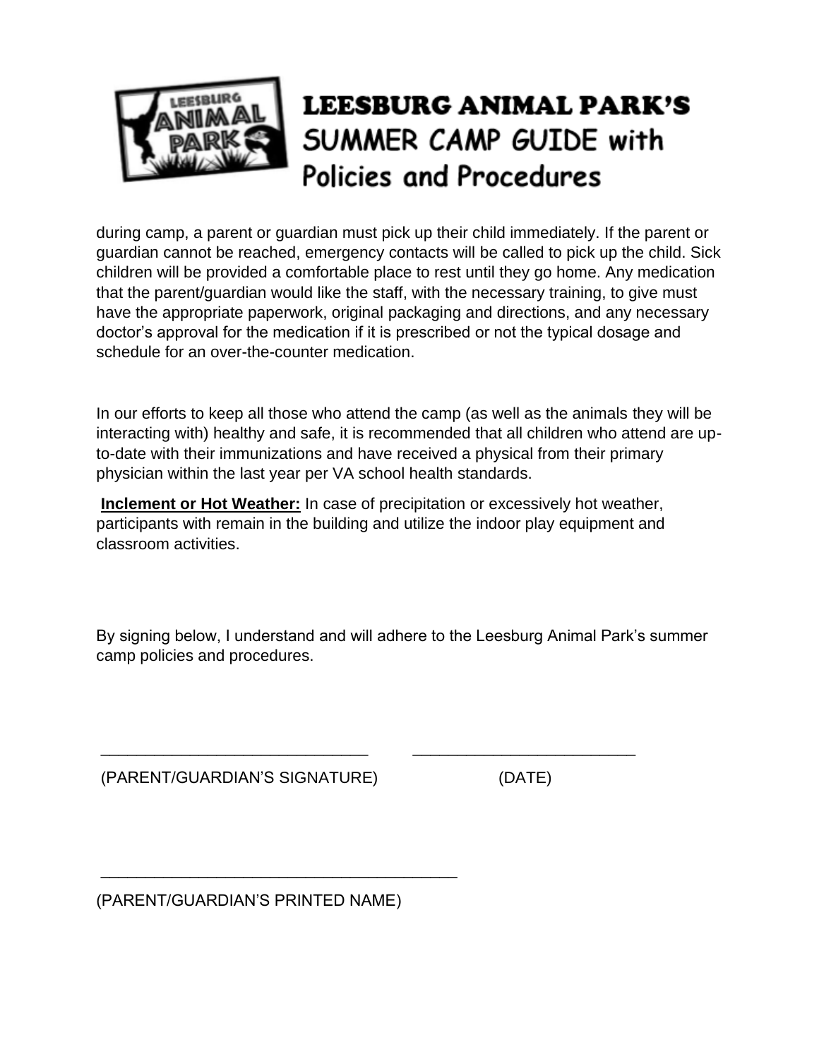during camp, a parent or guardian must pick up their child immediately. If the parent or guardian cannot be reached, emergency contacts will be called to pick up the child. Sick children will be provided a comfortable place to rest until they go home. Any medication that the parent/guardian would like the staff, with the necessary training, to give must have the appropriate paperwork, original packaging and directions, and any necessary doctor's approval for the medication if it is prescribed or not the typical dosage and schedule for an over-the-counter medication.

In our efforts to keep all those who attend the camp (as well as the animals they will be interacting with) healthy and safe, it is recommended that all children who attend are up-to-date with their immunizations and have received a physical from their primary physician within the last year per VA school health standards.

**Inclement or Hot Weather:** In case of precipitation or excessively hot weather, participants with remain in the building and utilize the indoor play equipment and classroom activities.

By signing below, I understand and will adhere to the Leesburg Animal Park's summer camp policies and procedures.

\_\_\_\_\_\_\_\_\_\_\_\_\_\_\_\_\_\_\_\_\_\_\_\_\_\_\_\_\_\_ \_\_\_\_\_\_\_\_\_\_\_\_\_\_\_\_\_\_\_\_\_\_\_\_\_

(PARENT/GUARDIAN'S SIGNATURE) (DATE)

\_\_\_\_\_\_\_\_\_\_\_\_\_\_\_\_\_\_\_\_\_\_\_\_\_\_\_\_\_\_\_\_\_\_\_\_\_\_\_\_

(PARENT/GUARDIAN'S PRINTED NAME)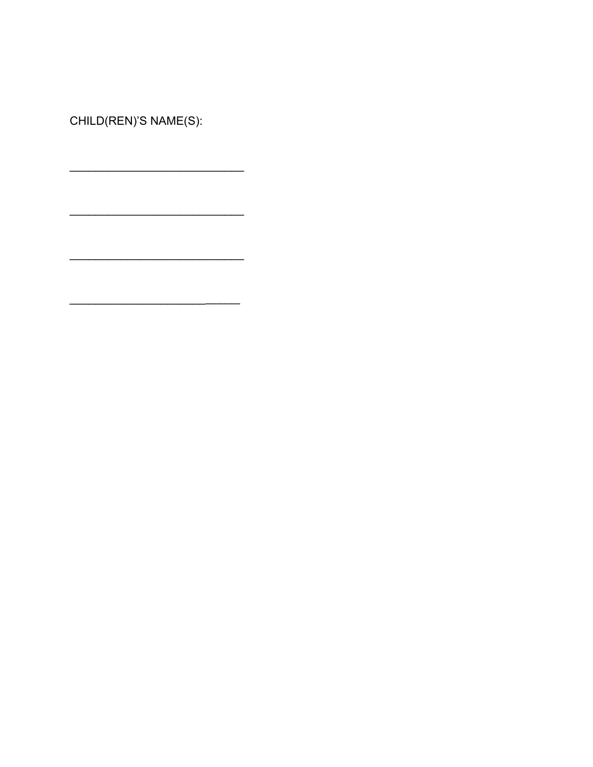CHILD(REN)'S NAME(S):

___________________________

___________________________

___________________________

___________________________